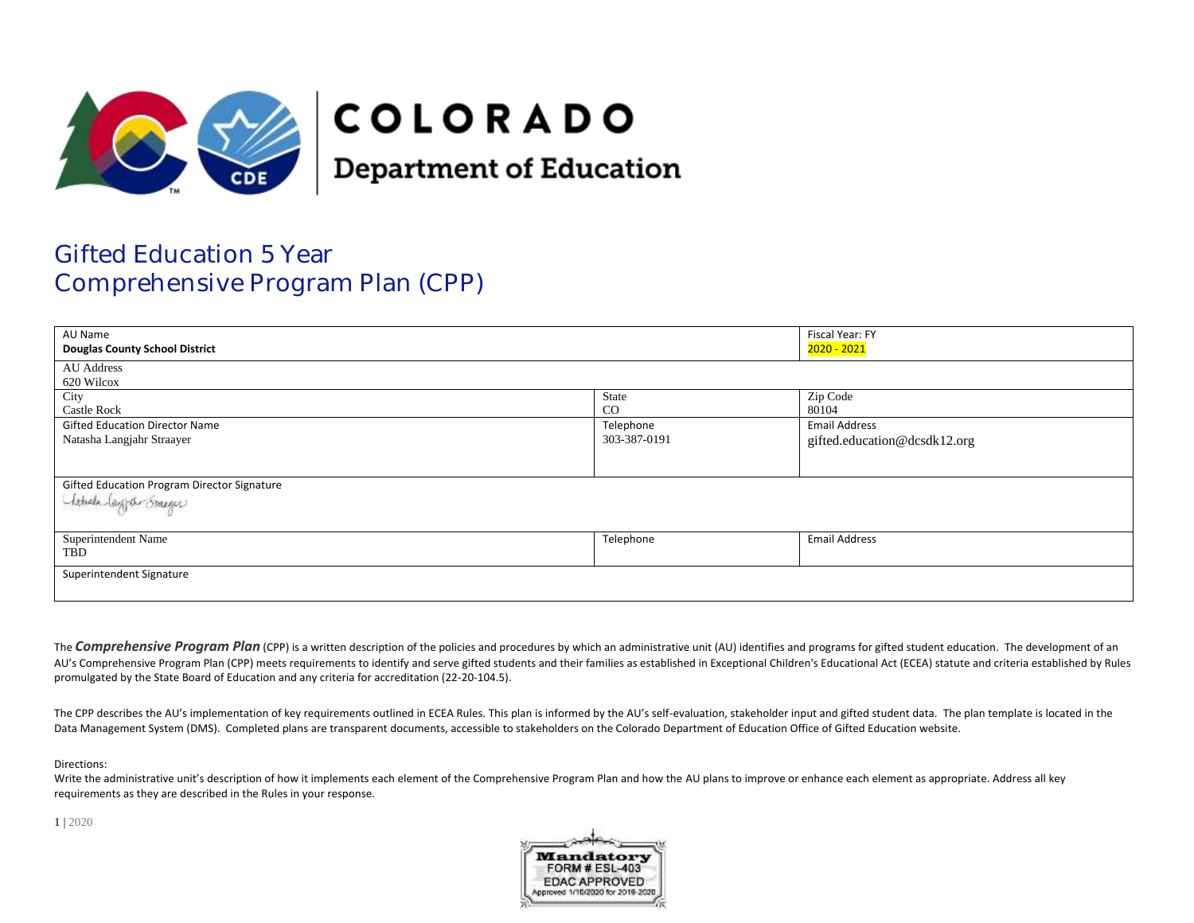# COLORADO
## Department of Education

# Gifted Education 5 Year Comprehensive Program Plan (CPP)

| AU Name<br>**Douglas County School District** | | Fiscal Year: FY<br>2020 - 2021 |
|---|---|---|
| AU Address<br>620 Wilcox | | |
| City<br>Castle Rock | State<br>CO | Zip Code<br>80104 |
| Gifted Education Director Name<br>Natasha Langjahr Straayer | Telephone<br>303-387-0191 | Email Address<br>gifted.education@dcsdk12.org |
| Gifted Education Program Director Signature<br>Natasha Langjahr Straayer | | |
| Superintendent Name<br>TBD | Telephone | Email Address |
| Superintendent Signature | | |

The ***Comprehensive Program Plan*** (CPP) is a written description of the policies and procedures by which an administrative unit (AU) identifies and programs for gifted student education. The development of an AU's Comprehensive Program Plan (CPP) meets requirements to identify and serve gifted students and their families as established in Exceptional Children's Educational Act (ECEA) statute and criteria established by Rules promulgated by the State Board of Education and any criteria for accreditation (22-20-104.5).

The CPP describes the AU's implementation of key requirements outlined in ECEA Rules. This plan is informed by the AU's self-evaluation, stakeholder input and gifted student data. The plan template is located in the Data Management System (DMS). Completed plans are transparent documents, accessible to stakeholders on the Colorado Department of Education Office of Gifted Education website.

Directions:
Write the administrative unit's description of how it implements each element of the Comprehensive Program Plan and how the AU plans to improve or enhance each element as appropriate. Address all key requirements as they are described in the Rules in your response.

Mandatory
FORM # ESL-403
EDAC APPROVED
Approved 1/10/2020 for 2019-2020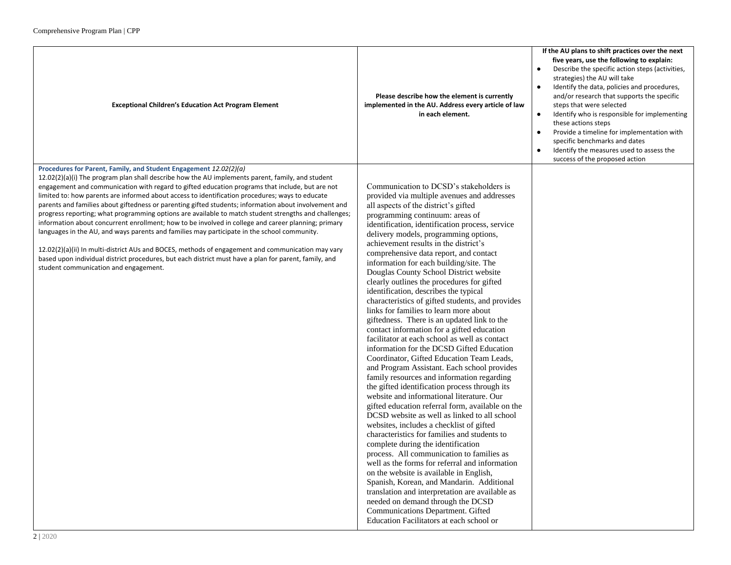| Exceptional Children's Education Act Program Element | Please describe how the element is currently implemented in the AU. Address every article of law in each element. | **If the AU plans to shift practices over the next five years, use the following to explain:**<br>● Describe the specific action steps (activities, strategies) the AU will take<br>● Identify the data, policies and procedures, and/or research that supports the specific steps that were selected<br>● Identify who is responsible for implementing these actions steps<br>● Provide a timeline for implementation with specific benchmarks and dates<br>● Identify the measures used to assess the success of the proposed action |
|---|---|---|
| **Procedures for Parent, Family, and Student Engagement** *12.02(2)(a)*<br>12.02(2)(a)(i) The program plan shall describe how the AU implements parent, family, and student engagement and communication with regard to gifted education programs that include, but are not limited to: how parents are informed about access to identification procedures; ways to educate parents and families about giftedness or parenting gifted students; information about involvement and progress reporting; what programming options are available to match student strengths and challenges; information about concurrent enrollment; how to be involved in college and career planning; primary languages in the AU, and ways parents and families may participate in the school community.<br><br>12.02(2)(a)(ii) In multi-district AUs and BOCES, methods of engagement and communication may vary based upon individual district procedures, but each district must have a plan for parent, family, and student communication and engagement. | Communication to DCSD's stakeholders is provided via multiple avenues and addresses all aspects of the district's gifted programming continuum: areas of identification, identification process, service delivery models, programming options, achievement results in the district's comprehensive data report, and contact information for each building/site. The Douglas County School District website clearly outlines the procedures for gifted identification, describes the typical characteristics of gifted students, and provides links for families to learn more about giftedness. There is an updated link to the contact information for a gifted education facilitator at each school as well as contact information for the DCSD Gifted Education Coordinator, Gifted Education Team Leads, and Program Assistant. Each school provides family resources and information regarding the gifted identification process through its website and informational literature. Our gifted education referral form, available on the DCSD website as well as linked to all school websites, includes a checklist of gifted characteristics for families and students to complete during the identification process. All communication to families as well as the forms for referral and information on the website is available in English, Spanish, Korean, and Mandarin. Additional translation and interpretation are available as needed on demand through the DCSD Communications Department. Gifted Education Facilitators at each school or | |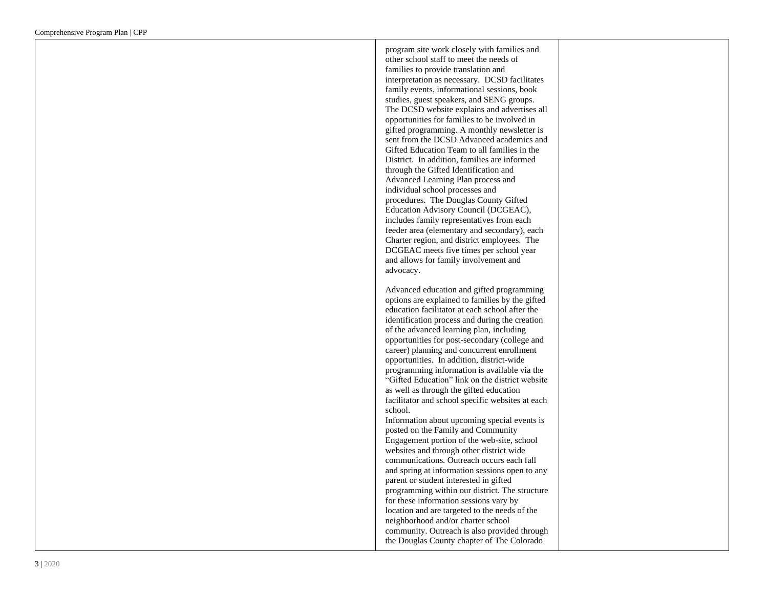| | | |
|---|---|---|
| | program site work closely with families and other school staff to meet the needs of families to provide translation and interpretation as necessary. DCSD facilitates family events, informational sessions, book studies, guest speakers, and SENG groups. The DCSD website explains and advertises all opportunities for families to be involved in gifted programming. A monthly newsletter is sent from the DCSD Advanced academics and Gifted Education Team to all families in the District. In addition, families are informed through the Gifted Identification and Advanced Learning Plan process and individual school processes and procedures. The Douglas County Gifted Education Advisory Council (DCGEAC), includes family representatives from each feeder area (elementary and secondary), each Charter region, and district employees. The DCGEAC meets five times per school year and allows for family involvement and advocacy.<br><br>Advanced education and gifted programming options are explained to families by the gifted education facilitator at each school after the identification process and during the creation of the advanced learning plan, including opportunities for post-secondary (college and career) planning and concurrent enrollment opportunities. In addition, district-wide programming information is available via the "Gifted Education" link on the district website as well as through the gifted education facilitator and school specific websites at each school.<br>Information about upcoming special events is posted on the Family and Community Engagement portion of the web-site, school websites and through other district wide communications. Outreach occurs each fall and spring at information sessions open to any parent or student interested in gifted programming within our district. The structure for these information sessions vary by location and are targeted to the needs of the neighborhood and/or charter school community. Outreach is also provided through the Douglas County chapter of The Colorado | |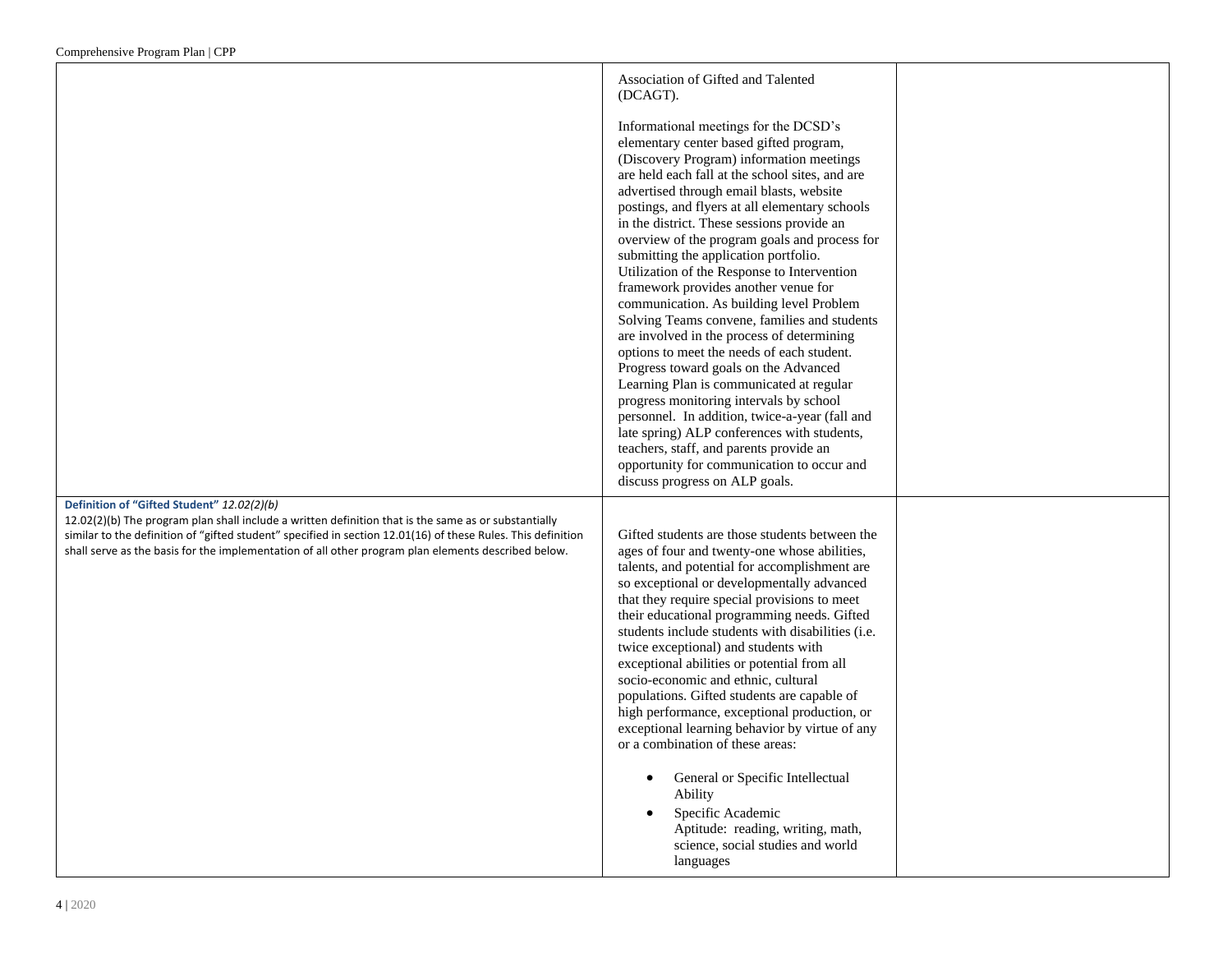| | | |
|---|---|---|
| | Association of Gifted and Talented (DCAGT).<br><br>Informational meetings for the DCSD's elementary center based gifted program, (Discovery Program) information meetings are held each fall at the school sites, and are advertised through email blasts, website postings, and flyers at all elementary schools in the district. These sessions provide an overview of the program goals and process for submitting the application portfolio. Utilization of the Response to Intervention framework provides another venue for communication. As building level Problem Solving Teams convene, families and students are involved in the process of determining options to meet the needs of each student. Progress toward goals on the Advanced Learning Plan is communicated at regular progress monitoring intervals by school personnel. In addition, twice-a-year (fall and late spring) ALP conferences with students, teachers, staff, and parents provide an opportunity for communication to occur and discuss progress on ALP goals. | |
| **Definition of "Gifted Student"** *12.02(2)(b)*<br>12.02(2)(b) The program plan shall include a written definition that is the same as or substantially similar to the definition of "gifted student" specified in section 12.01(16) of these Rules. This definition shall serve as the basis for the implementation of all other program plan elements described below. | Gifted students are those students between the ages of four and twenty-one whose abilities, talents, and potential for accomplishment are so exceptional or developmentally advanced that they require special provisions to meet their educational programming needs. Gifted students include students with disabilities (i.e. twice exceptional) and students with exceptional abilities or potential from all socio-economic and ethnic, cultural populations. Gifted students are capable of high performance, exceptional production, or exceptional learning behavior by virtue of any or a combination of these areas:<br><br>• General or Specific Intellectual Ability<br>• Specific Academic Aptitude: reading, writing, math, science, social studies and world languages | |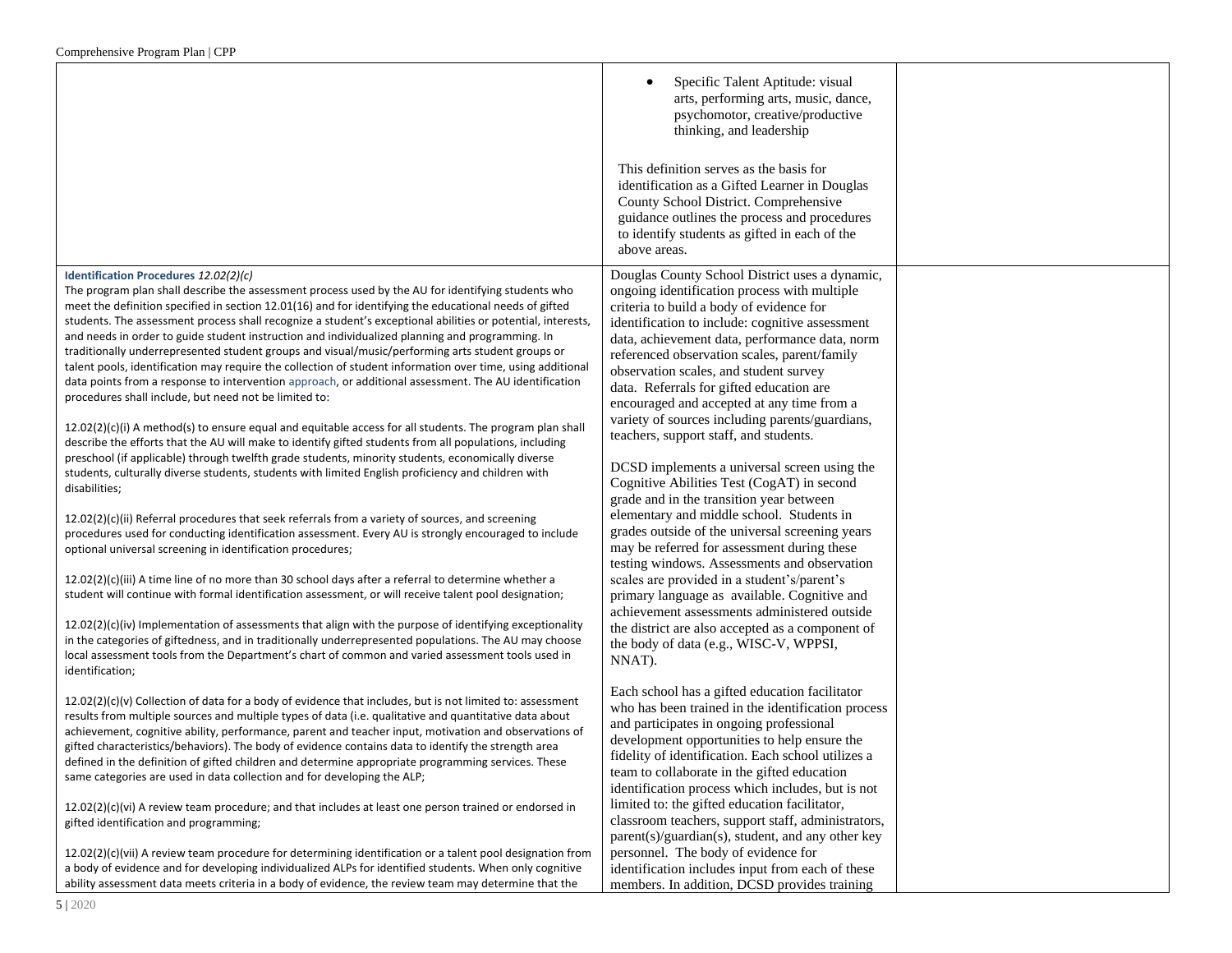| | | |
|---|---|---|
| | • Specific Talent Aptitude: visual arts, performing arts, music, dance, psychomotor, creative/productive thinking, and leadership<br><br>This definition serves as the basis for identification as a Gifted Learner in Douglas County School District. Comprehensive guidance outlines the process and procedures to identify students as gifted in each of the above areas. | |
| **Identification Procedures** *12.02(2)(c)*<br>The program plan shall describe the assessment process used by the AU for identifying students who meet the definition specified in section 12.01(16) and for identifying the educational needs of gifted students. The assessment process shall recognize a student's exceptional abilities or potential, interests, and needs in order to guide student instruction and individualized planning and programming. In traditionally underrepresented student groups and visual/music/performing arts student groups or talent pools, identification may require the collection of student information over time, using additional data points from a response to intervention approach, or additional assessment. The AU identification procedures shall include, but need not be limited to:<br><br>12.02(2)(c)(i) A method(s) to ensure equal and equitable access for all students. The program plan shall describe the efforts that the AU will make to identify gifted students from all populations, including preschool (if applicable) through twelfth grade students, minority students, economically diverse students, culturally diverse students, students with limited English proficiency and children with disabilities;<br><br>12.02(2)(c)(ii) Referral procedures that seek referrals from a variety of sources, and screening procedures used for conducting identification assessment. Every AU is strongly encouraged to include optional universal screening in identification procedures;<br><br>12.02(2)(c)(iii) A time line of no more than 30 school days after a referral to determine whether a student will continue with formal identification assessment, or will receive talent pool designation;<br><br>12.02(2)(c)(iv) Implementation of assessments that align with the purpose of identifying exceptionality in the categories of giftedness, and in traditionally underrepresented populations. The AU may choose local assessment tools from the Department's chart of common and varied assessment tools used in identification;<br><br>12.02(2)(c)(v) Collection of data for a body of evidence that includes, but is not limited to: assessment results from multiple sources and multiple types of data (i.e. qualitative and quantitative data about achievement, cognitive ability, performance, parent and teacher input, motivation and observations of gifted characteristics/behaviors). The body of evidence contains data to identify the strength area defined in the definition of gifted children and determine appropriate programming services. These same categories are used in data collection and for developing the ALP;<br><br>12.02(2)(c)(vi) A review team procedure; and that includes at least one person trained or endorsed in gifted identification and programming;<br><br>12.02(2)(c)(vii) A review team procedure for determining identification or a talent pool designation from a body of evidence and for developing individualized ALPs for identified students. When only cognitive ability assessment data meets criteria in a body of evidence, the review team may determine that the | Douglas County School District uses a dynamic, ongoing identification process with multiple criteria to build a body of evidence for identification to include: cognitive assessment data, achievement data, performance data, norm referenced observation scales, parent/family observation scales, and student survey data. Referrals for gifted education are encouraged and accepted at any time from a variety of sources including parents/guardians, teachers, support staff, and students.<br><br>DCSD implements a universal screen using the Cognitive Abilities Test (CogAT) in second grade and in the transition year between elementary and middle school. Students in grades outside of the universal screening years may be referred for assessment during these testing windows. Assessments and observation scales are provided in a student's/parent's primary language as available. Cognitive and achievement assessments administered outside the district are also accepted as a component of the body of data (e.g., WISC-V, WPPSI, NNAT).<br><br>Each school has a gifted education facilitator who has been trained in the identification process and participates in ongoing professional development opportunities to help ensure the fidelity of identification. Each school utilizes a team to collaborate in the gifted education identification process which includes, but is not limited to: the gifted education facilitator, classroom teachers, support staff, administrators, parent(s)/guardian(s), student, and any other key personnel. The body of evidence for identification includes input from each of these members. In addition, DCSD provides training | |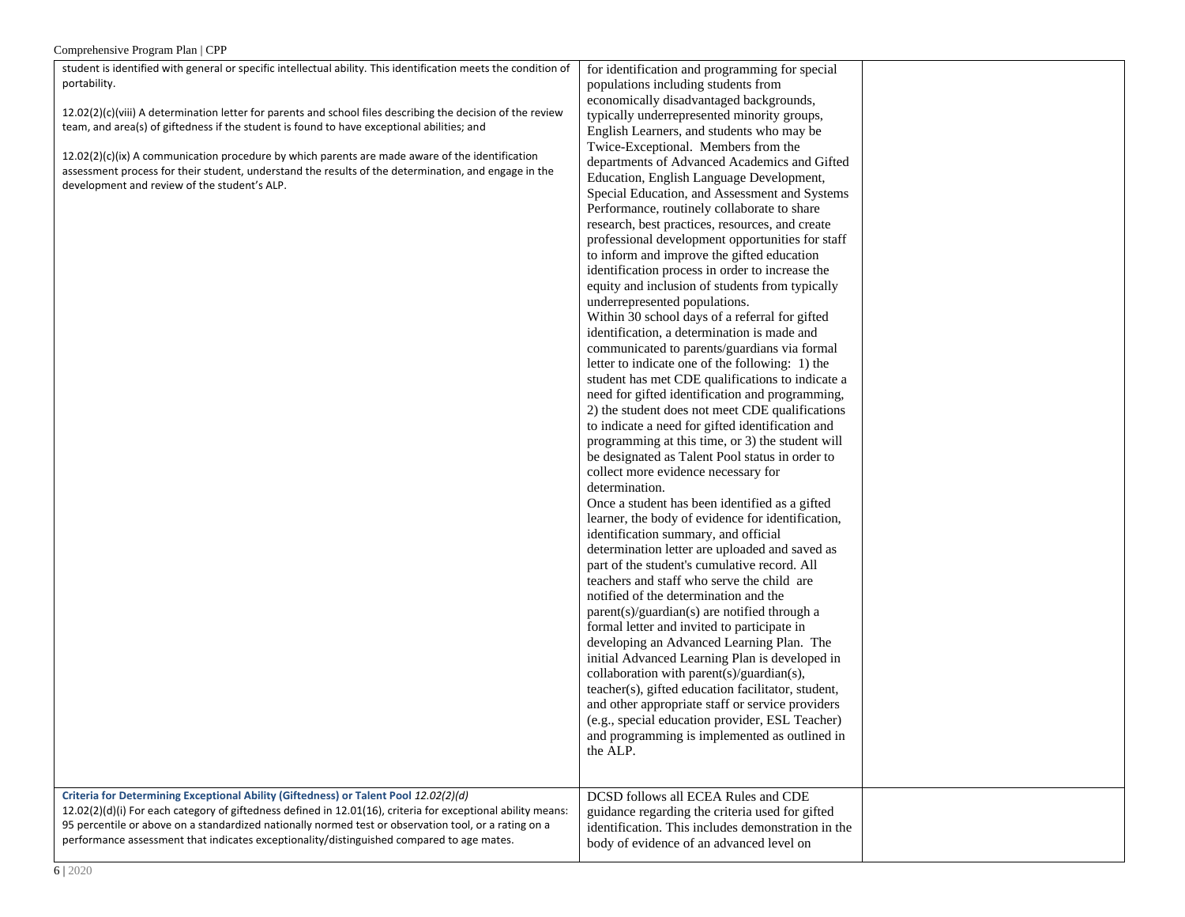| | | |
|---|---|---|
| student is identified with general or specific intellectual ability. This identification meets the condition of portability.<br><br>12.02(2)(c)(viii) A determination letter for parents and school files describing the decision of the review team, and area(s) of giftedness if the student is found to have exceptional abilities; and<br><br>12.02(2)(c)(ix) A communication procedure by which parents are made aware of the identification assessment process for their student, understand the results of the determination, and engage in the development and review of the student's ALP. | for identification and programming for special populations including students from economically disadvantaged backgrounds, typically underrepresented minority groups, English Learners, and students who may be Twice-Exceptional. Members from the departments of Advanced Academics and Gifted Education, English Language Development, Special Education, and Assessment and Systems Performance, routinely collaborate to share research, best practices, resources, and create professional development opportunities for staff to inform and improve the gifted education identification process in order to increase the equity and inclusion of students from typically underrepresented populations.<br>Within 30 school days of a referral for gifted identification, a determination is made and communicated to parents/guardians via formal letter to indicate one of the following: 1) the student has met CDE qualifications to indicate a need for gifted identification and programming, 2) the student does not meet CDE qualifications to indicate a need for gifted identification and programming at this time, or 3) the student will be designated as Talent Pool status in order to collect more evidence necessary for determination.<br>Once a student has been identified as a gifted learner, the body of evidence for identification, identification summary, and official determination letter are uploaded and saved as part of the student's cumulative record. All teachers and staff who serve the child are notified of the determination and the parent(s)/guardian(s) are notified through a formal letter and invited to participate in developing an Advanced Learning Plan. The initial Advanced Learning Plan is developed in collaboration with parent(s)/guardian(s), teacher(s), gifted education facilitator, student, and other appropriate staff or service providers (e.g., special education provider, ESL Teacher) and programming is implemented as outlined in the ALP. | |
| **Criteria for Determining Exceptional Ability (Giftedness) or Talent Pool** *12.02(2)(d)*<br>12.02(2)(d)(i) For each category of giftedness defined in 12.01(16), criteria for exceptional ability means: 95 percentile or above on a standardized nationally normed test or observation tool, or a rating on a performance assessment that indicates exceptionality/distinguished compared to age mates. | DCSD follows all ECEA Rules and CDE guidance regarding the criteria used for gifted identification. This includes demonstration in the body of evidence of an advanced level on | |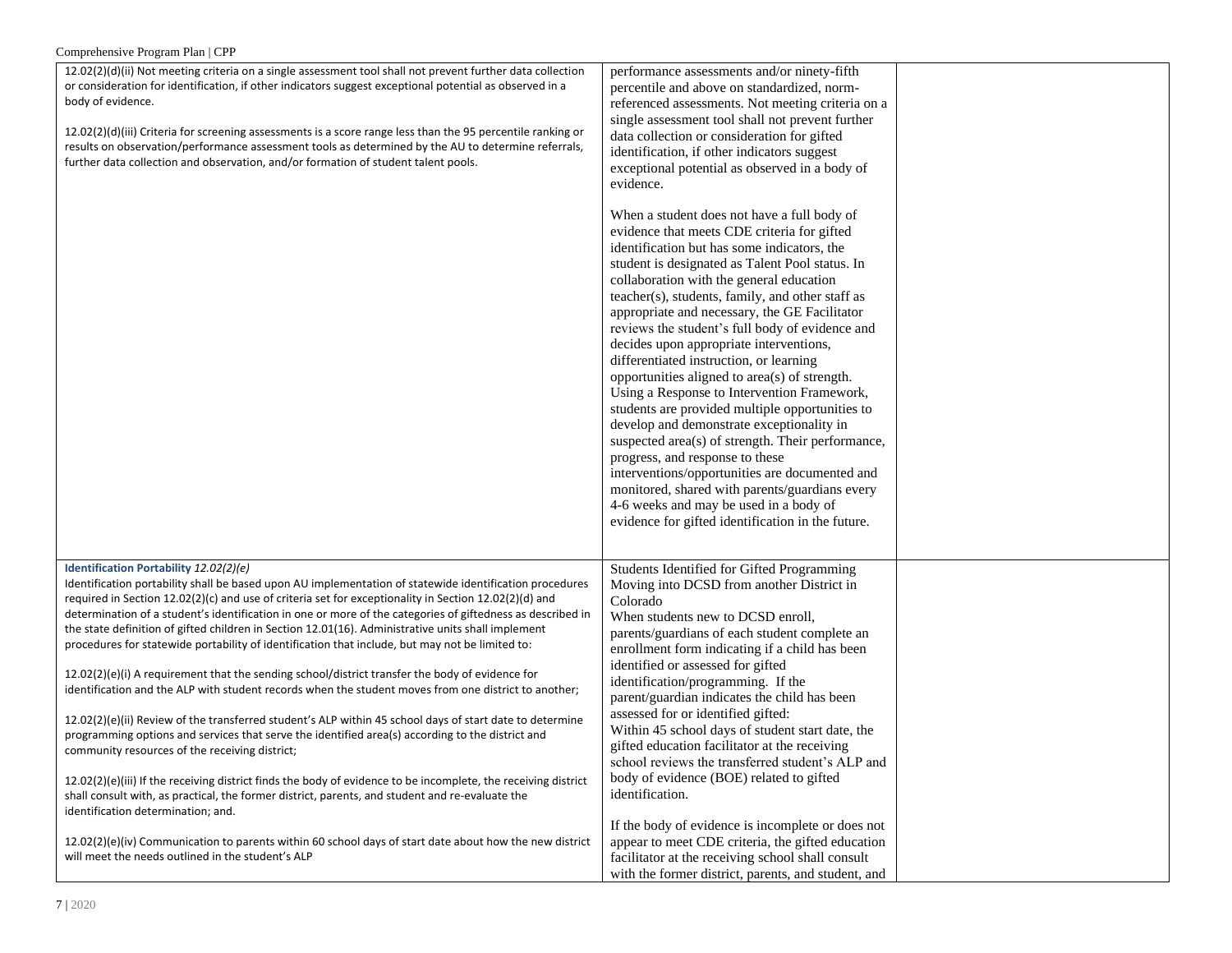| | | |
|---|---|---|
| 12.02(2)(d)(ii) Not meeting criteria on a single assessment tool shall not prevent further data collection or consideration for identification, if other indicators suggest exceptional potential as observed in a body of evidence.<br><br>12.02(2)(d)(iii) Criteria for screening assessments is a score range less than the 95 percentile ranking or results on observation/performance assessment tools as determined by the AU to determine referrals, further data collection and observation, and/or formation of student talent pools. | performance assessments and/or ninety-fifth percentile and above on standardized, norm-referenced assessments. Not meeting criteria on a single assessment tool shall not prevent further data collection or consideration for gifted identification, if other indicators suggest exceptional potential as observed in a body of evidence.<br><br>When a student does not have a full body of evidence that meets CDE criteria for gifted identification but has some indicators, the student is designated as Talent Pool status. In collaboration with the general education teacher(s), students, family, and other staff as appropriate and necessary, the GE Facilitator reviews the student's full body of evidence and decides upon appropriate interventions, differentiated instruction, or learning opportunities aligned to area(s) of strength. Using a Response to Intervention Framework, students are provided multiple opportunities to develop and demonstrate exceptionality in suspected area(s) of strength. Their performance, progress, and response to these interventions/opportunities are documented and monitored, shared with parents/guardians every 4-6 weeks and may be used in a body of evidence for gifted identification in the future. | |
| **Identification Portability** *12.02(2)(e)*<br>Identification portability shall be based upon AU implementation of statewide identification procedures required in Section 12.02(2)(c) and use of criteria set for exceptionality in Section 12.02(2)(d) and determination of a student's identification in one or more of the categories of giftedness as described in the state definition of gifted children in Section 12.01(16). Administrative units shall implement procedures for statewide portability of identification that include, but may not be limited to:<br><br>12.02(2)(e)(i) A requirement that the sending school/district transfer the body of evidence for identification and the ALP with student records when the student moves from one district to another;<br><br>12.02(2)(e)(ii) Review of the transferred student's ALP within 45 school days of start date to determine programming options and services that serve the identified area(s) according to the district and community resources of the receiving district;<br><br>12.02(2)(e)(iii) If the receiving district finds the body of evidence to be incomplete, the receiving district shall consult with, as practical, the former district, parents, and student and re-evaluate the identification determination; and.<br><br>12.02(2)(e)(iv) Communication to parents within 60 school days of start date about how the new district will meet the needs outlined in the student's ALP | Students Identified for Gifted Programming Moving into DCSD from another District in Colorado<br>When students new to DCSD enroll, parents/guardians of each student complete an enrollment form indicating if a child has been identified or assessed for gifted identification/programming. If the parent/guardian indicates the child has been assessed for or identified gifted:<br>Within 45 school days of student start date, the gifted education facilitator at the receiving school reviews the transferred student's ALP and body of evidence (BOE) related to gifted identification.<br><br>If the body of evidence is incomplete or does not appear to meet CDE criteria, the gifted education facilitator at the receiving school shall consult with the former district, parents, and student, and | |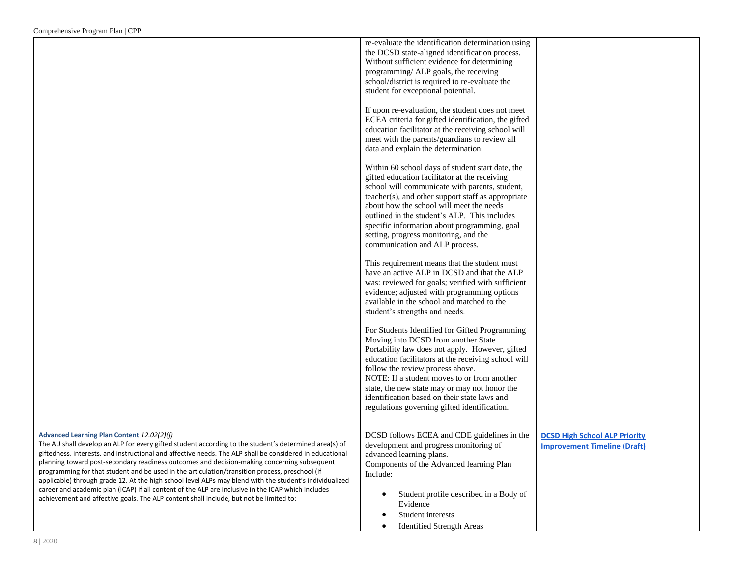| | | |
|---|---|---|
| | re-evaluate the identification determination using the DCSD state-aligned identification process. Without sufficient evidence for determining programming/ ALP goals, the receiving school/district is required to re-evaluate the student for exceptional potential.<br><br>If upon re-evaluation, the student does not meet ECEA criteria for gifted identification, the gifted education facilitator at the receiving school will meet with the parents/guardians to review all data and explain the determination.<br><br>Within 60 school days of student start date, the gifted education facilitator at the receiving school will communicate with parents, student, teacher(s), and other support staff as appropriate about how the school will meet the needs outlined in the student's ALP. This includes specific information about programming, goal setting, progress monitoring, and the communication and ALP process.<br><br>This requirement means that the student must have an active ALP in DCSD and that the ALP was: reviewed for goals; verified with sufficient evidence; adjusted with programming options available in the school and matched to the student's strengths and needs.<br><br>For Students Identified for Gifted Programming Moving into DCSD from another State<br>Portability law does not apply. However, gifted education facilitators at the receiving school will follow the review process above.<br>NOTE: If a student moves to or from another state, the new state may or may not honor the identification based on their state laws and regulations governing gifted identification. | |
| **Advanced Learning Plan Content** *12.02(2)(f)*<br>The AU shall develop an ALP for every gifted student according to the student's determined area(s) of giftedness, interests, and instructional and affective needs. The ALP shall be considered in educational planning toward post-secondary readiness outcomes and decision-making concerning subsequent programming for that student and be used in the articulation/transition process, preschool (if applicable) through grade 12. At the high school level ALPs may blend with the student's individualized career and academic plan (ICAP) if all content of the ALP are inclusive in the ICAP which includes achievement and affective goals. The ALP content shall include, but not be limited to: | DCSD follows ECEA and CDE guidelines in the development and progress monitoring of advanced learning plans.<br>Components of the Advanced learning Plan Include:<br><br>• Student profile described in a Body of Evidence<br>• Student interests<br>• Identified Strength Areas | **DCSD High School ALP Priority Improvement Timeline (Draft)** |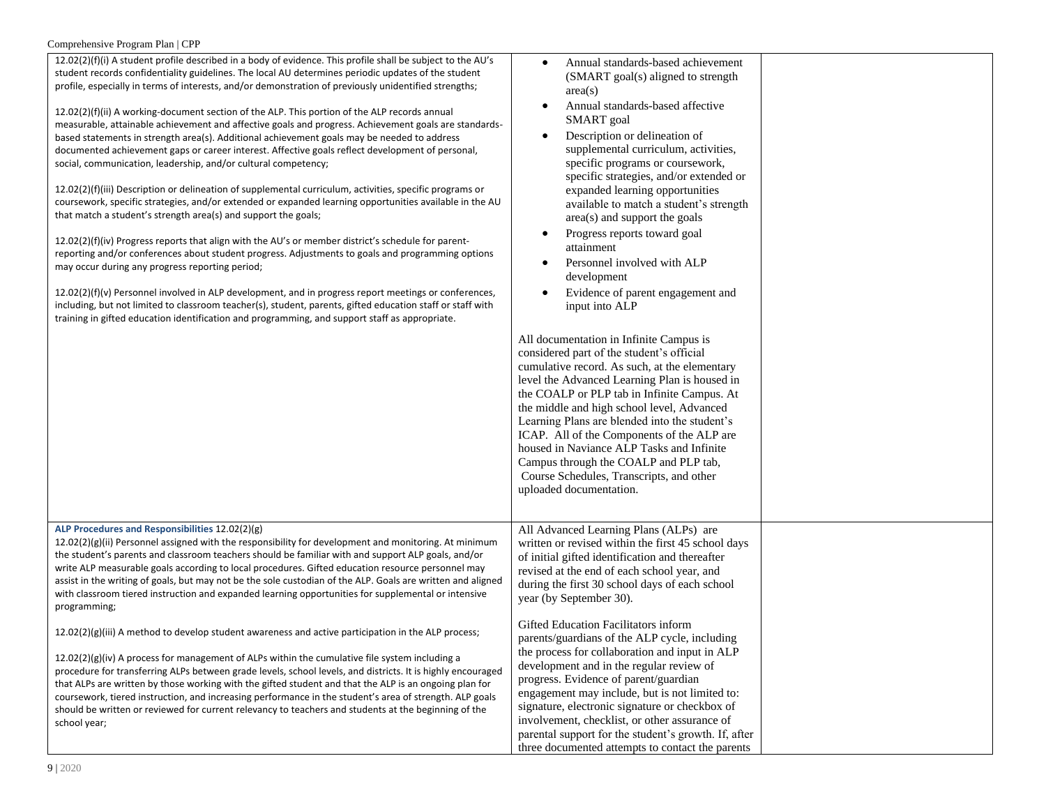| | | |
|---|---|---|
| 12.02(2)(f)(i) A student profile described in a body of evidence. This profile shall be subject to the AU's student records confidentiality guidelines. The local AU determines periodic updates of the student profile, especially in terms of interests, and/or demonstration of previously unidentified strengths;<br><br>12.02(2)(f)(ii) A working-document section of the ALP. This portion of the ALP records annual measurable, attainable achievement and affective goals and progress. Achievement goals are standards-based statements in strength area(s). Additional achievement goals may be needed to address documented achievement gaps or career interest. Affective goals reflect development of personal, social, communication, leadership, and/or cultural competency;<br><br>12.02(2)(f)(iii) Description or delineation of supplemental curriculum, activities, specific programs or coursework, specific strategies, and/or extended or expanded learning opportunities available in the AU that match a student's strength area(s) and support the goals;<br><br>12.02(2)(f)(iv) Progress reports that align with the AU's or member district's schedule for parent-reporting and/or conferences about student progress. Adjustments to goals and programming options may occur during any progress reporting period;<br><br>12.02(2)(f)(v) Personnel involved in ALP development, and in progress report meetings or conferences, including, but not limited to classroom teacher(s), student, parents, gifted education staff or staff with training in gifted education identification and programming, and support staff as appropriate. | • Annual standards-based achievement (SMART goal(s) aligned to strength area(s)<br>• Annual standards-based affective SMART goal<br>• Description or delineation of supplemental curriculum, activities, specific programs or coursework, specific strategies, and/or extended or expanded learning opportunities available to match a student's strength area(s) and support the goals<br>• Progress reports toward goal attainment<br>• Personnel involved with ALP development<br>• Evidence of parent engagement and input into ALP<br><br>All documentation in Infinite Campus is considered part of the student's official cumulative record. As such, at the elementary level the Advanced Learning Plan is housed in the COALP or PLP tab in Infinite Campus. At the middle and high school level, Advanced Learning Plans are blended into the student's ICAP. All of the Components of the ALP are housed in Naviance ALP Tasks and Infinite Campus through the COALP and PLP tab, Course Schedules, Transcripts, and other uploaded documentation. | |
| **ALP Procedures and Responsibilities** 12.02(2)(g)<br>12.02(2)(g)(ii) Personnel assigned with the responsibility for development and monitoring. At minimum the student's parents and classroom teachers should be familiar with and support ALP goals, and/or write ALP measurable goals according to local procedures. Gifted education resource personnel may assist in the writing of goals, but may not be the sole custodian of the ALP. Goals are written and aligned with classroom tiered instruction and expanded learning opportunities for supplemental or intensive programming;<br><br>12.02(2)(g)(iii) A method to develop student awareness and active participation in the ALP process;<br><br>12.02(2)(g)(iv) A process for management of ALPs within the cumulative file system including a procedure for transferring ALPs between grade levels, school levels, and districts. It is highly encouraged that ALPs are written by those working with the gifted student and that the ALP is an ongoing plan for coursework, tiered instruction, and increasing performance in the student's area of strength. ALP goals should be written or reviewed for current relevancy to teachers and students at the beginning of the school year; | All Advanced Learning Plans (ALPs) are written or revised within the first 45 school days of initial gifted identification and thereafter revised at the end of each school year, and during the first 30 school days of each school year (by September 30).<br><br>Gifted Education Facilitators inform parents/guardians of the ALP cycle, including the process for collaboration and input in ALP development and in the regular review of progress. Evidence of parent/guardian engagement may include, but is not limited to: signature, electronic signature or checkbox of involvement, checklist, or other assurance of parental support for the student's growth. If, after three documented attempts to contact the parents | |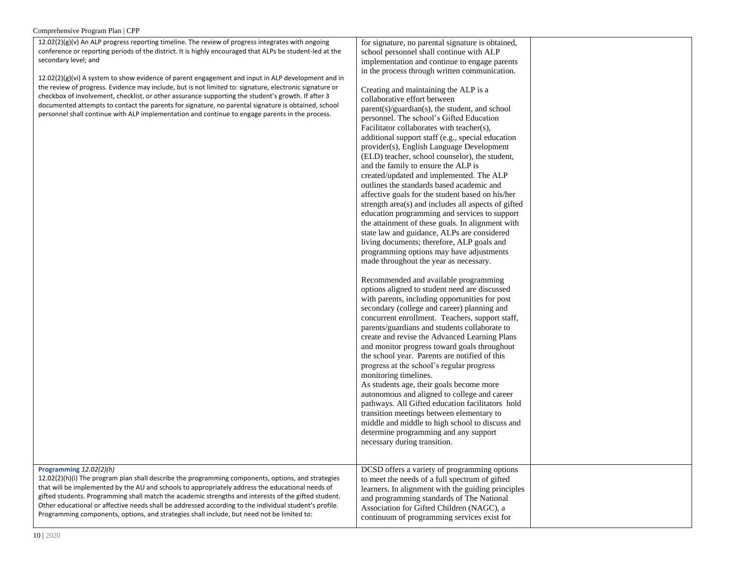| | | |
|---|---|---|
| 12.02(2)(g)(v) An ALP progress reporting timeline. The review of progress integrates with ongoing conference or reporting periods of the district. It is highly encouraged that ALPs be student-led at the secondary level; and<br><br>12.02(2)(g)(vi) A system to show evidence of parent engagement and input in ALP development and in the review of progress. Evidence may include, but is not limited to: signature, electronic signature or checkbox of involvement, checklist, or other assurance supporting the student's growth. If after 3 documented attempts to contact the parents for signature, no parental signature is obtained, school personnel shall continue with ALP implementation and continue to engage parents in the process. | for signature, no parental signature is obtained, school personnel shall continue with ALP implementation and continue to engage parents in the process through written communication.<br><br>Creating and maintaining the ALP is a collaborative effort between parent(s)/guardian(s), the student, and school personnel. The school's Gifted Education Facilitator collaborates with teacher(s), additional support staff (e.g., special education provider(s), English Language Development (ELD) teacher, school counselor), the student, and the family to ensure the ALP is created/updated and implemented. The ALP outlines the standards based academic and affective goals for the student based on his/her strength area(s) and includes all aspects of gifted education programming and services to support the attainment of these goals. In alignment with state law and guidance, ALPs are considered living documents; therefore, ALP goals and programming options may have adjustments made throughout the year as necessary.<br><br>Recommended and available programming options aligned to student need are discussed with parents, including opportunities for post secondary (college and career) planning and concurrent enrollment. Teachers, support staff, parents/guardians and students collaborate to create and revise the Advanced Learning Plans and monitor progress toward goals throughout the school year. Parents are notified of this progress at the school's regular progress monitoring timelines.<br>As students age, their goals become more autonomous and aligned to college and career pathways. All Gifted education facilitators hold transition meetings between elementary to middle and middle to high school to discuss and determine programming and any support necessary during transition. | |
| **Programming** *12.02(2)(h)*<br>12.02(2)(h)(i) The program plan shall describe the programming components, options, and strategies that will be implemented by the AU and schools to appropriately address the educational needs of gifted students. Programming shall match the academic strengths and interests of the gifted student. Other educational or affective needs shall be addressed according to the individual student's profile. Programming components, options, and strategies shall include, but need not be limited to: | DCSD offers a variety of programming options to meet the needs of a full spectrum of gifted learners. In alignment with the guiding principles and programming standards of The National Association for Gifted Children (NAGC), a continuum of programming services exist for | |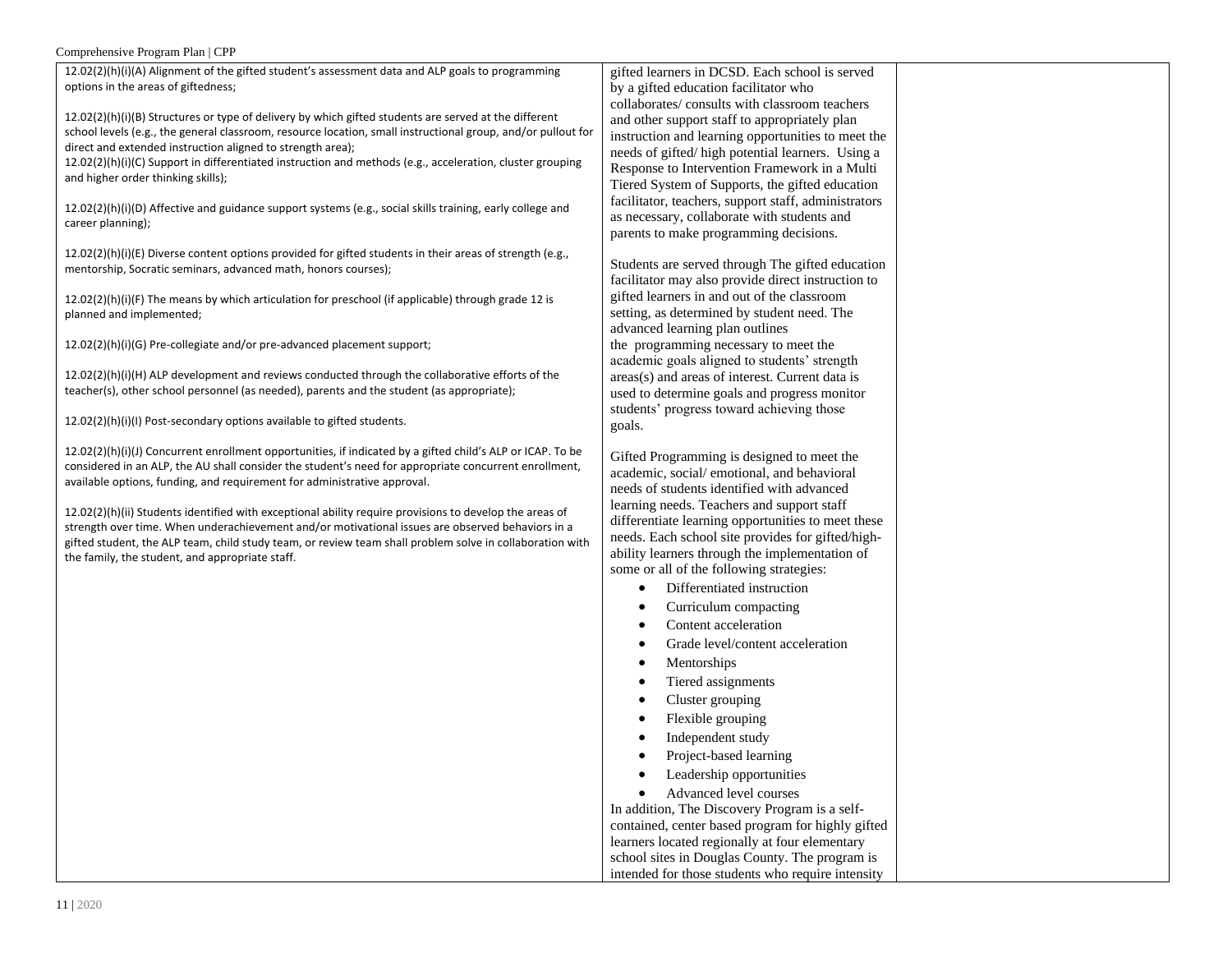| | | |
|---|---|---|
| 12.02(2)(h)(i)(A) Alignment of the gifted student's assessment data and ALP goals to programming options in the areas of giftedness;<br><br>12.02(2)(h)(i)(B) Structures or type of delivery by which gifted students are served at the different school levels (e.g., the general classroom, resource location, small instructional group, and/or pullout for direct and extended instruction aligned to strength area);<br>12.02(2)(h)(i)(C) Support in differentiated instruction and methods (e.g., acceleration, cluster grouping and higher order thinking skills);<br><br>12.02(2)(h)(i)(D) Affective and guidance support systems (e.g., social skills training, early college and career planning);<br><br>12.02(2)(h)(i)(E) Diverse content options provided for gifted students in their areas of strength (e.g., mentorship, Socratic seminars, advanced math, honors courses);<br><br>12.02(2)(h)(i)(F) The means by which articulation for preschool (if applicable) through grade 12 is planned and implemented;<br><br>12.02(2)(h)(i)(G) Pre-collegiate and/or pre-advanced placement support;<br><br>12.02(2)(h)(i)(H) ALP development and reviews conducted through the collaborative efforts of the teacher(s), other school personnel (as needed), parents and the student (as appropriate);<br><br>12.02(2)(h)(i)(I) Post-secondary options available to gifted students.<br><br>12.02(2)(h)(i)(J) Concurrent enrollment opportunities, if indicated by a gifted child's ALP or ICAP. To be considered in an ALP, the AU shall consider the student's need for appropriate concurrent enrollment, available options, funding, and requirement for administrative approval.<br><br>12.02(2)(h)(ii) Students identified with exceptional ability require provisions to develop the areas of strength over time. When underachievement and/or motivational issues are observed behaviors in a gifted student, the ALP team, child study team, or review team shall problem solve in collaboration with the family, the student, and appropriate staff. | gifted learners in DCSD. Each school is served by a gifted education facilitator who collaborates/ consults with classroom teachers and other support staff to appropriately plan instruction and learning opportunities to meet the needs of gifted/ high potential learners. Using a Response to Intervention Framework in a Multi Tiered System of Supports, the gifted education facilitator, teachers, support staff, administrators as necessary, collaborate with students and parents to make programming decisions.<br><br>Students are served through The gifted education facilitator may also provide direct instruction to gifted learners in and out of the classroom setting, as determined by student need. The advanced learning plan outlines the programming necessary to meet the academic goals aligned to students' strength areas(s) and areas of interest. Current data is used to determine goals and progress monitor students' progress toward achieving those goals.<br><br>Gifted Programming is designed to meet the academic, social/ emotional, and behavioral needs of students identified with advanced learning needs. Teachers and support staff differentiate learning opportunities to meet these needs. Each school site provides for gifted/high-ability learners through the implementation of some or all of the following strategies:<br>• Differentiated instruction<br>• Curriculum compacting<br>• Content acceleration<br>• Grade level/content acceleration<br>• Mentorships<br>• Tiered assignments<br>• Cluster grouping<br>• Flexible grouping<br>• Independent study<br>• Project-based learning<br>• Leadership opportunities<br>• Advanced level courses<br>In addition, The Discovery Program is a self-contained, center based program for highly gifted learners located regionally at four elementary school sites in Douglas County. The program is intended for those students who require intensity | |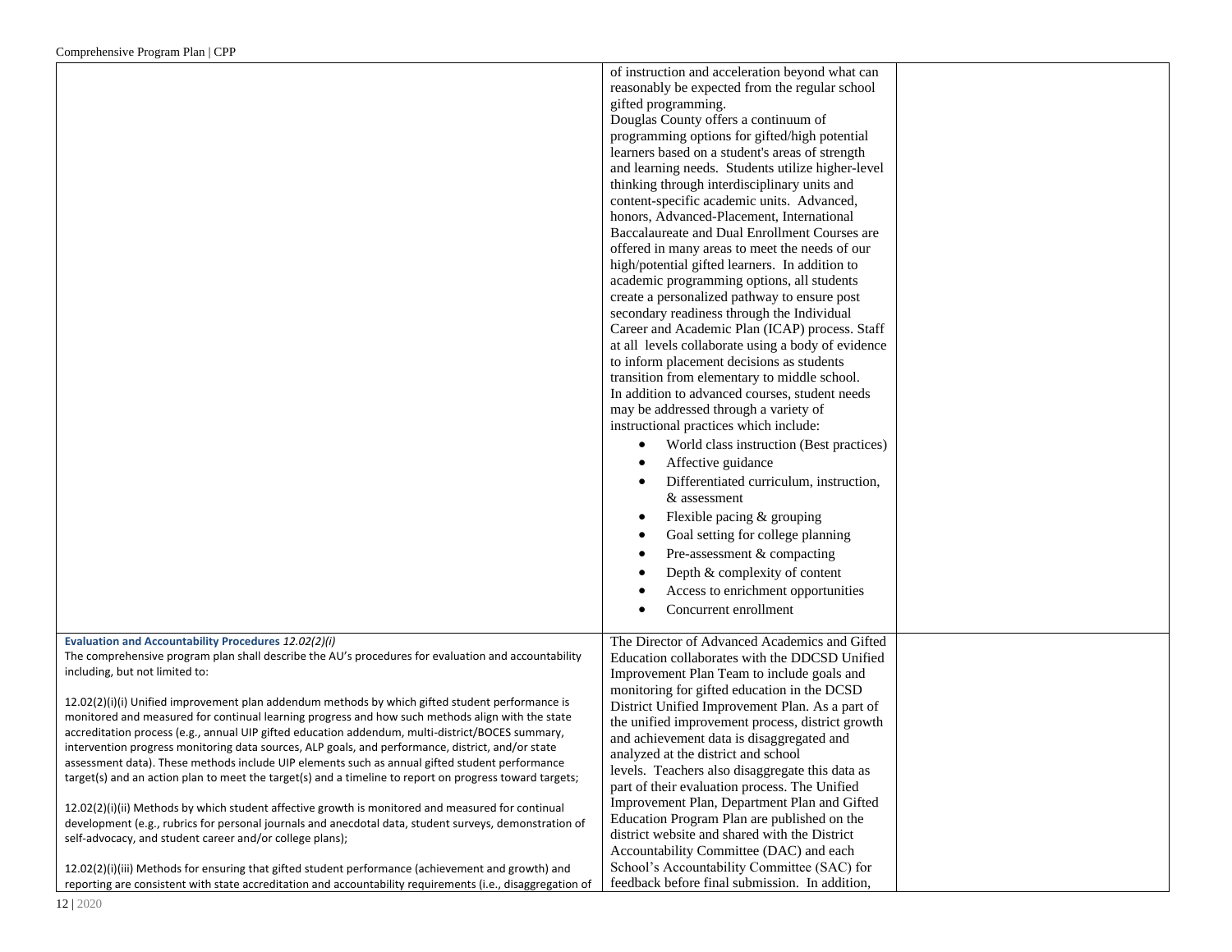| | | |
|---|---|---|
| | of instruction and acceleration beyond what can reasonably be expected from the regular school gifted programming.<br>Douglas County offers a continuum of programming options for gifted/high potential learners based on a student's areas of strength and learning needs. Students utilize higher-level thinking through interdisciplinary units and content-specific academic units. Advanced, honors, Advanced-Placement, International Baccalaureate and Dual Enrollment Courses are offered in many areas to meet the needs of our high/potential gifted learners. In addition to academic programming options, all students create a personalized pathway to ensure post secondary readiness through the Individual Career and Academic Plan (ICAP) process. Staff at all levels collaborate using a body of evidence to inform placement decisions as students transition from elementary to middle school.<br>In addition to advanced courses, student needs may be addressed through a variety of instructional practices which include:<br>• World class instruction (Best practices)<br>• Affective guidance<br>• Differentiated curriculum, instruction, & assessment<br>• Flexible pacing & grouping<br>• Goal setting for college planning<br>• Pre-assessment & compacting<br>• Depth & complexity of content<br>• Access to enrichment opportunities<br>• Concurrent enrollment | |
| **Evaluation and Accountability Procedures** *12.02(2)(i)*<br>The comprehensive program plan shall describe the AU's procedures for evaluation and accountability including, but not limited to:<br><br>12.02(2)(i)(i) Unified improvement plan addendum methods by which gifted student performance is monitored and measured for continual learning progress and how such methods align with the state accreditation process (e.g., annual UIP gifted education addendum, multi-district/BOCES summary, intervention progress monitoring data sources, ALP goals, and performance, district, and/or state assessment data). These methods include UIP elements such as annual gifted student performance target(s) and an action plan to meet the target(s) and a timeline to report on progress toward targets;<br><br>12.02(2)(i)(ii) Methods by which student affective growth is monitored and measured for continual development (e.g., rubrics for personal journals and anecdotal data, student surveys, demonstration of self-advocacy, and student career and/or college plans);<br><br>12.02(2)(i)(iii) Methods for ensuring that gifted student performance (achievement and growth) and reporting are consistent with state accreditation and accountability requirements (i.e., disaggregation of | The Director of Advanced Academics and Gifted Education collaborates with the DDCSD Unified Improvement Plan Team to include goals and monitoring for gifted education in the DCSD District Unified Improvement Plan. As a part of the unified improvement process, district growth and achievement data is disaggregated and analyzed at the district and school levels. Teachers also disaggregate this data as part of their evaluation process. The Unified Improvement Plan, Department Plan and Gifted Education Program Plan are published on the district website and shared with the District Accountability Committee (DAC) and each School's Accountability Committee (SAC) for feedback before final submission. In addition, | |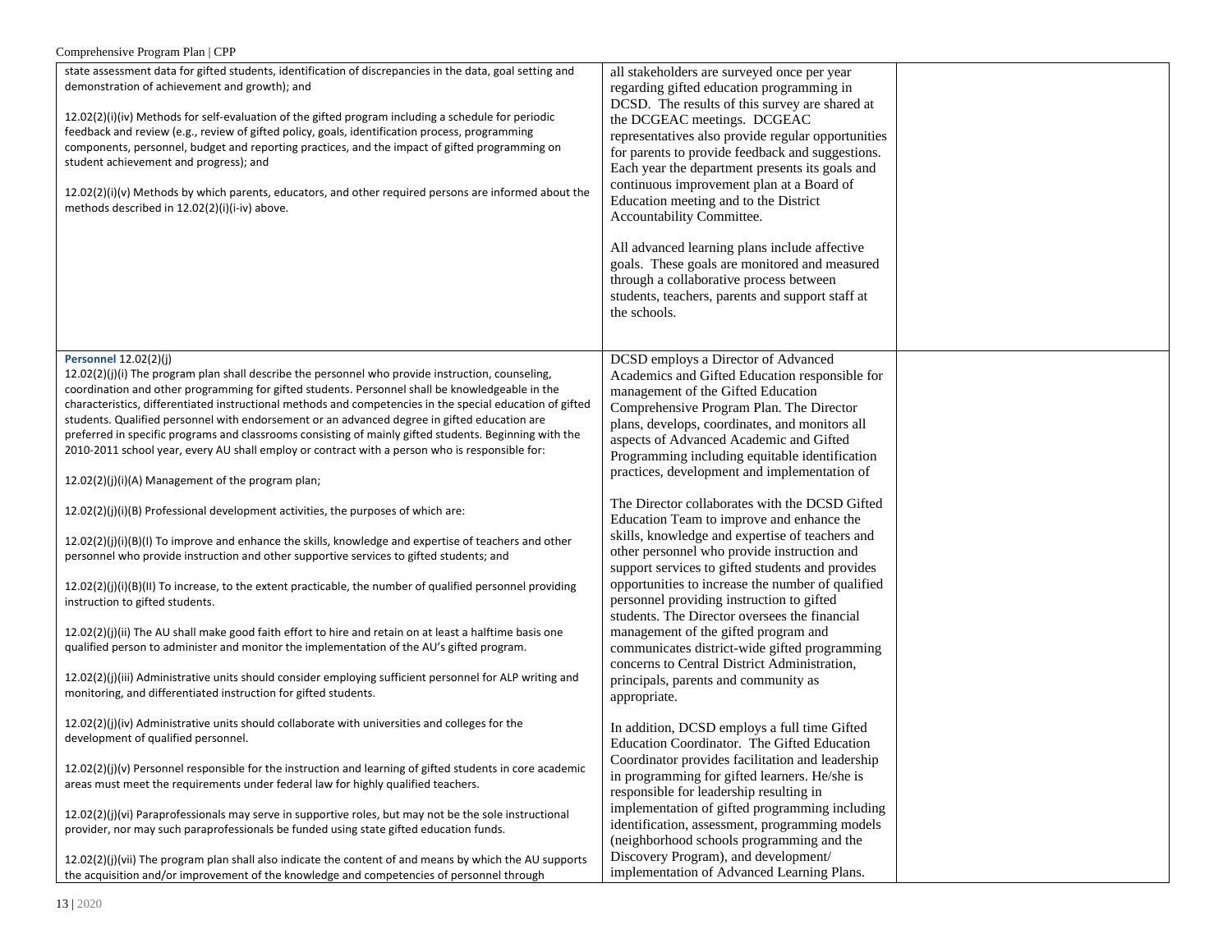| | | |
|---|---|---|
| state assessment data for gifted students, identification of discrepancies in the data, goal setting and demonstration of achievement and growth); and<br><br>12.02(2)(i)(iv) Methods for self-evaluation of the gifted program including a schedule for periodic feedback and review (e.g., review of gifted policy, goals, identification process, programming components, personnel, budget and reporting practices, and the impact of gifted programming on student achievement and progress); and<br><br>12.02(2)(i)(v) Methods by which parents, educators, and other required persons are informed about the methods described in 12.02(2)(i)(i-iv) above. | all stakeholders are surveyed once per year regarding gifted education programming in DCSD. The results of this survey are shared at the DCGEAC meetings. DCGEAC representatives also provide regular opportunities for parents to provide feedback and suggestions. Each year the department presents its goals and continuous improvement plan at a Board of Education meeting and to the District Accountability Committee.<br><br>All advanced learning plans include affective goals. These goals are monitored and measured through a collaborative process between students, teachers, parents and support staff at the schools. | |
| **Personnel** 12.02(2)(j)<br>12.02(2)(j)(i) The program plan shall describe the personnel who provide instruction, counseling, coordination and other programming for gifted students. Personnel shall be knowledgeable in the characteristics, differentiated instructional methods and competencies in the special education of gifted students. Qualified personnel with endorsement or an advanced degree in gifted education are preferred in specific programs and classrooms consisting of mainly gifted students. Beginning with the 2010-2011 school year, every AU shall employ or contract with a person who is responsible for:<br><br>12.02(2)(j)(i)(A) Management of the program plan;<br><br>12.02(2)(j)(i)(B) Professional development activities, the purposes of which are:<br><br>12.02(2)(j)(i)(B)(I) To improve and enhance the skills, knowledge and expertise of teachers and other personnel who provide instruction and other supportive services to gifted students; and<br><br>12.02(2)(j)(i)(B)(II) To increase, to the extent practicable, the number of qualified personnel providing instruction to gifted students.<br><br>12.02(2)(j)(ii) The AU shall make good faith effort to hire and retain on at least a halftime basis one qualified person to administer and monitor the implementation of the AU's gifted program.<br><br>12.02(2)(j)(iii) Administrative units should consider employing sufficient personnel for ALP writing and monitoring, and differentiated instruction for gifted students.<br><br>12.02(2)(j)(iv) Administrative units should collaborate with universities and colleges for the development of qualified personnel.<br><br>12.02(2)(j)(v) Personnel responsible for the instruction and learning of gifted students in core academic areas must meet the requirements under federal law for highly qualified teachers.<br><br>12.02(2)(j)(vi) Paraprofessionals may serve in supportive roles, but may not be the sole instructional provider, nor may such paraprofessionals be funded using state gifted education funds.<br><br>12.02(2)(j)(vii) The program plan shall also indicate the content of and means by which the AU supports the acquisition and/or improvement of the knowledge and competencies of personnel through | DCSD employs a Director of Advanced Academics and Gifted Education responsible for management of the Gifted Education Comprehensive Program Plan. The Director plans, develops, coordinates, and monitors all aspects of Advanced Academic and Gifted Programming including equitable identification practices, development and implementation of<br><br>The Director collaborates with the DCSD Gifted Education Team to improve and enhance the skills, knowledge and expertise of teachers and other personnel who provide instruction and support services to gifted students and provides opportunities to increase the number of qualified personnel providing instruction to gifted students. The Director oversees the financial management of the gifted program and communicates district-wide gifted programming concerns to Central District Administration, principals, parents and community as appropriate.<br><br>In addition, DCSD employs a full time Gifted Education Coordinator. The Gifted Education Coordinator provides facilitation and leadership in programming for gifted learners. He/she is responsible for leadership resulting in implementation of gifted programming including identification, assessment, programming models (neighborhood schools programming and the Discovery Program), and development/ implementation of Advanced Learning Plans. | |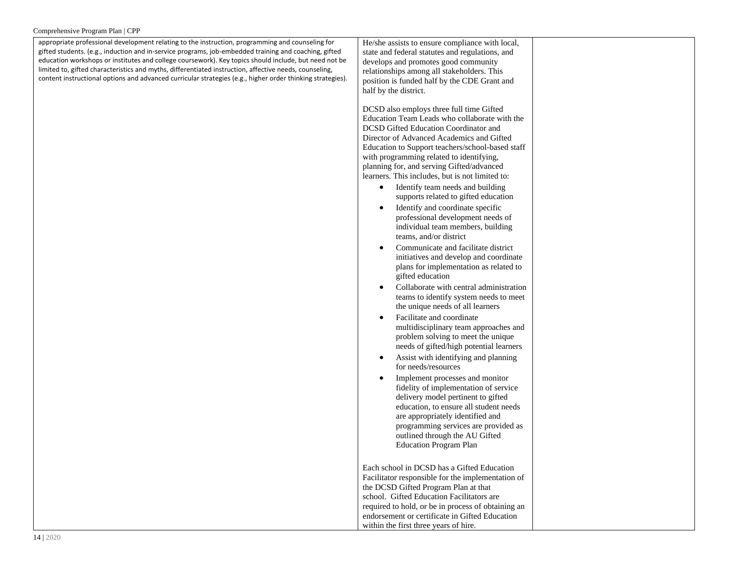| | | |
|---|---|---|
| appropriate professional development relating to the instruction, programming and counseling for gifted students. (e.g., induction and in-service programs, job-embedded training and coaching, gifted education workshops or institutes and college coursework). Key topics should include, but need not be limited to, gifted characteristics and myths, differentiated instruction, affective needs, counseling, content instructional options and advanced curricular strategies (e.g., higher order thinking strategies). | He/she assists to ensure compliance with local, state and federal statutes and regulations, and develops and promotes good community relationships among all stakeholders. This position is funded half by the CDE Grant and half by the district.<br><br>DCSD also employs three full time Gifted Education Team Leads who collaborate with the DCSD Gifted Education Coordinator and Director of Advanced Academics and Gifted Education to Support teachers/school-based staff with programming related to identifying, planning for, and serving Gifted/advanced learners. This includes, but is not limited to:<br>• Identify team needs and building supports related to gifted education<br>• Identify and coordinate specific professional development needs of individual team members, building teams, and/or district<br>• Communicate and facilitate district initiatives and develop and coordinate plans for implementation as related to gifted education<br>• Collaborate with central administration teams to identify system needs to meet the unique needs of all learners<br>• Facilitate and coordinate multidisciplinary team approaches and problem solving to meet the unique needs of gifted/high potential learners<br>• Assist with identifying and planning for needs/resources<br>• Implement processes and monitor fidelity of implementation of service delivery model pertinent to gifted education, to ensure all student needs are appropriately identified and programming services are provided as outlined through the AU Gifted Education Program Plan<br><br>Each school in DCSD has a Gifted Education Facilitator responsible for the implementation of the DCSD Gifted Program Plan at that school. Gifted Education Facilitators are required to hold, or be in process of obtaining an endorsement or certificate in Gifted Education within the first three years of hire. | |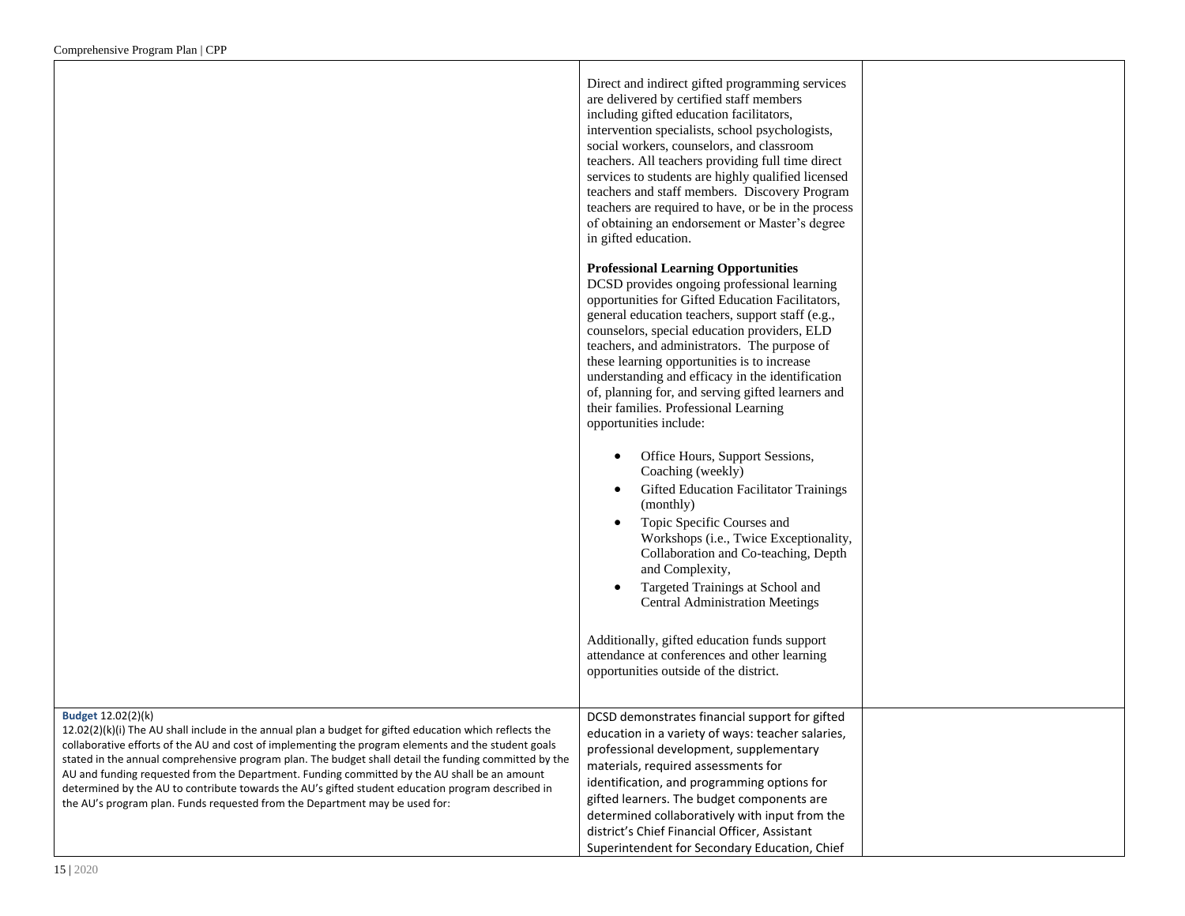| | | |
|---|---|---|
| | Direct and indirect gifted programming services are delivered by certified staff members including gifted education facilitators, intervention specialists, school psychologists, social workers, counselors, and classroom teachers. All teachers providing full time direct services to students are highly qualified licensed teachers and staff members. Discovery Program teachers are required to have, or be in the process of obtaining an endorsement or Master's degree in gifted education.<br><br>**Professional Learning Opportunities**<br>DCSD provides ongoing professional learning opportunities for Gifted Education Facilitators, general education teachers, support staff (e.g., counselors, special education providers, ELD teachers, and administrators. The purpose of these learning opportunities is to increase understanding and efficacy in the identification of, planning for, and serving gifted learners and their families. Professional Learning opportunities include:<br><br>• Office Hours, Support Sessions, Coaching (weekly)<br>• Gifted Education Facilitator Trainings (monthly)<br>• Topic Specific Courses and Workshops (i.e., Twice Exceptionality, Collaboration and Co-teaching, Depth and Complexity,<br>• Targeted Trainings at School and Central Administration Meetings<br><br>Additionally, gifted education funds support attendance at conferences and other learning opportunities outside of the district. | |
| **Budget** 12.02(2)(k)<br>12.02(2)(k)(i) The AU shall include in the annual plan a budget for gifted education which reflects the collaborative efforts of the AU and cost of implementing the program elements and the student goals stated in the annual comprehensive program plan. The budget shall detail the funding committed by the AU and funding requested from the Department. Funding committed by the AU shall be an amount determined by the AU to contribute towards the AU's gifted student education program described in the AU's program plan. Funds requested from the Department may be used for: | DCSD demonstrates financial support for gifted education in a variety of ways: teacher salaries, professional development, supplementary materials, required assessments for identification, and programming options for gifted learners. The budget components are determined collaboratively with input from the district's Chief Financial Officer, Assistant Superintendent for Secondary Education, Chief | |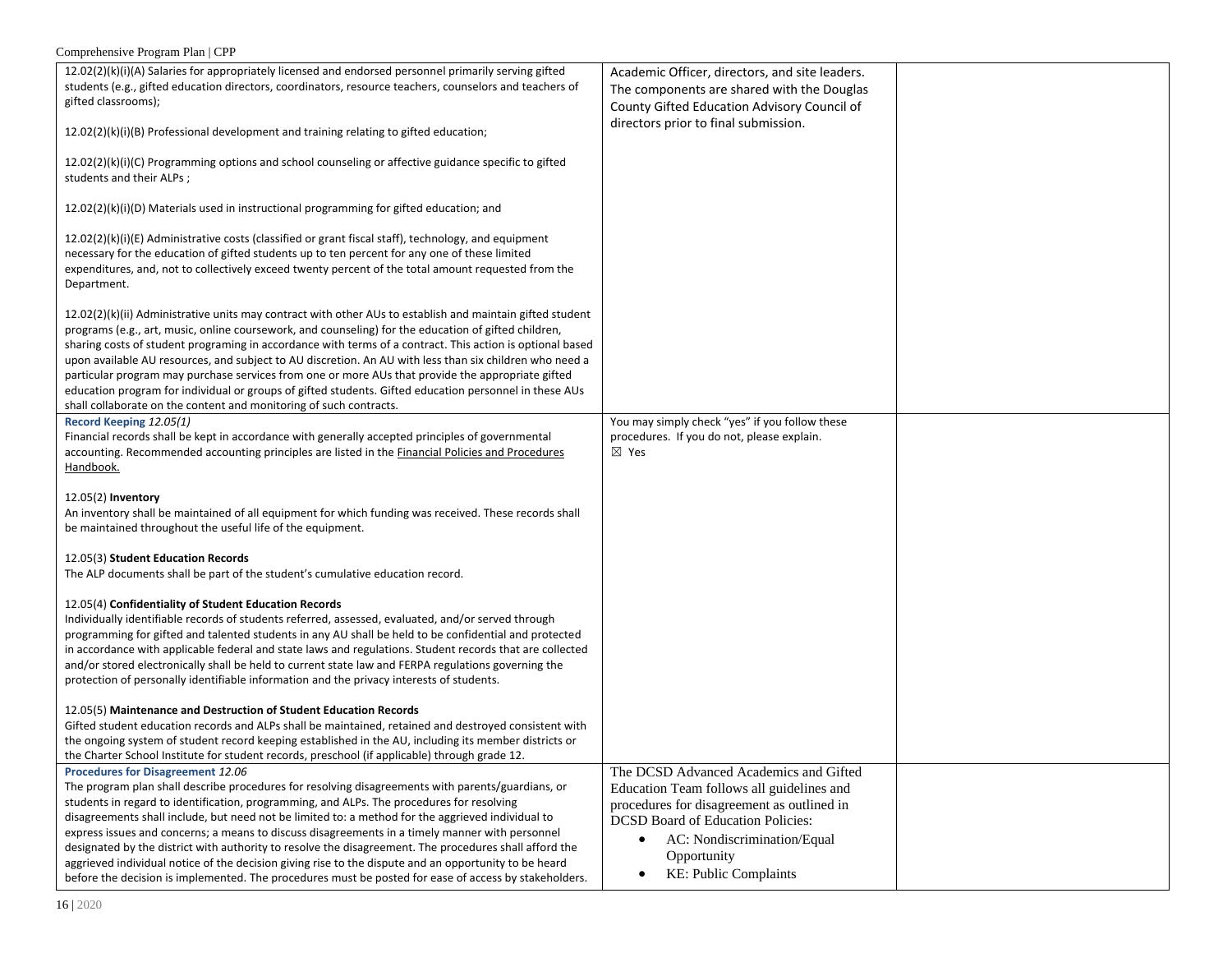| | | |
|---|---|---|
| 12.02(2)(k)(i)(A) Salaries for appropriately licensed and endorsed personnel primarily serving gifted students (e.g., gifted education directors, coordinators, resource teachers, counselors and teachers of gifted classrooms);<br><br>12.02(2)(k)(i)(B) Professional development and training relating to gifted education;<br><br>12.02(2)(k)(i)(C) Programming options and school counseling or affective guidance specific to gifted students and their ALPs ;<br><br>12.02(2)(k)(i)(D) Materials used in instructional programming for gifted education; and<br><br>12.02(2)(k)(i)(E) Administrative costs (classified or grant fiscal staff), technology, and equipment necessary for the education of gifted students up to ten percent for any one of these limited expenditures, and, not to collectively exceed twenty percent of the total amount requested from the Department.<br><br>12.02(2)(k)(ii) Administrative units may contract with other AUs to establish and maintain gifted student programs (e.g., art, music, online coursework, and counseling) for the education of gifted children, sharing costs of student programing in accordance with terms of a contract. This action is optional based upon available AU resources, and subject to AU discretion. An AU with less than six children who need a particular program may purchase services from one or more AUs that provide the appropriate gifted education program for individual or groups of gifted students. Gifted education personnel in these AUs shall collaborate on the content and monitoring of such contracts. | Academic Officer, directors, and site leaders. The components are shared with the Douglas County Gifted Education Advisory Council of directors prior to final submission. | |
| **Record Keeping** *12.05(1)*<br>Financial records shall be kept in accordance with generally accepted principles of governmental accounting. Recommended accounting principles are listed in the Financial Policies and Procedures Handbook.<br><br>12.05(2) **Inventory**<br>An inventory shall be maintained of all equipment for which funding was received. These records shall be maintained throughout the useful life of the equipment.<br><br>12.05(3) **Student Education Records**<br>The ALP documents shall be part of the student's cumulative education record.<br><br>12.05(4) **Confidentiality of Student Education Records**<br>Individually identifiable records of students referred, assessed, evaluated, and/or served through programming for gifted and talented students in any AU shall be held to be confidential and protected in accordance with applicable federal and state laws and regulations. Student records that are collected and/or stored electronically shall be held to current state law and FERPA regulations governing the protection of personally identifiable information and the privacy interests of students.<br><br>12.05(5) **Maintenance and Destruction of Student Education Records**<br>Gifted student education records and ALPs shall be maintained, retained and destroyed consistent with the ongoing system of student record keeping established in the AU, including its member districts or the Charter School Institute for student records, preschool (if applicable) through grade 12. | You may simply check "yes" if you follow these procedures. If you do not, please explain.<br>☒ Yes | |
| **Procedures for Disagreement** *12.06*<br>The program plan shall describe procedures for resolving disagreements with parents/guardians, or students in regard to identification, programming, and ALPs. The procedures for resolving disagreements shall include, but need not be limited to: a method for the aggrieved individual to express issues and concerns; a means to discuss disagreements in a timely manner with personnel designated by the district with authority to resolve the disagreement. The procedures shall afford the aggrieved individual notice of the decision giving rise to the dispute and an opportunity to be heard before the decision is implemented. The procedures must be posted for ease of access by stakeholders. | The DCSD Advanced Academics and Gifted Education Team follows all guidelines and procedures for disagreement as outlined in DCSD Board of Education Policies:<br>• AC: Nondiscrimination/Equal Opportunity<br>• KE: Public Complaints | |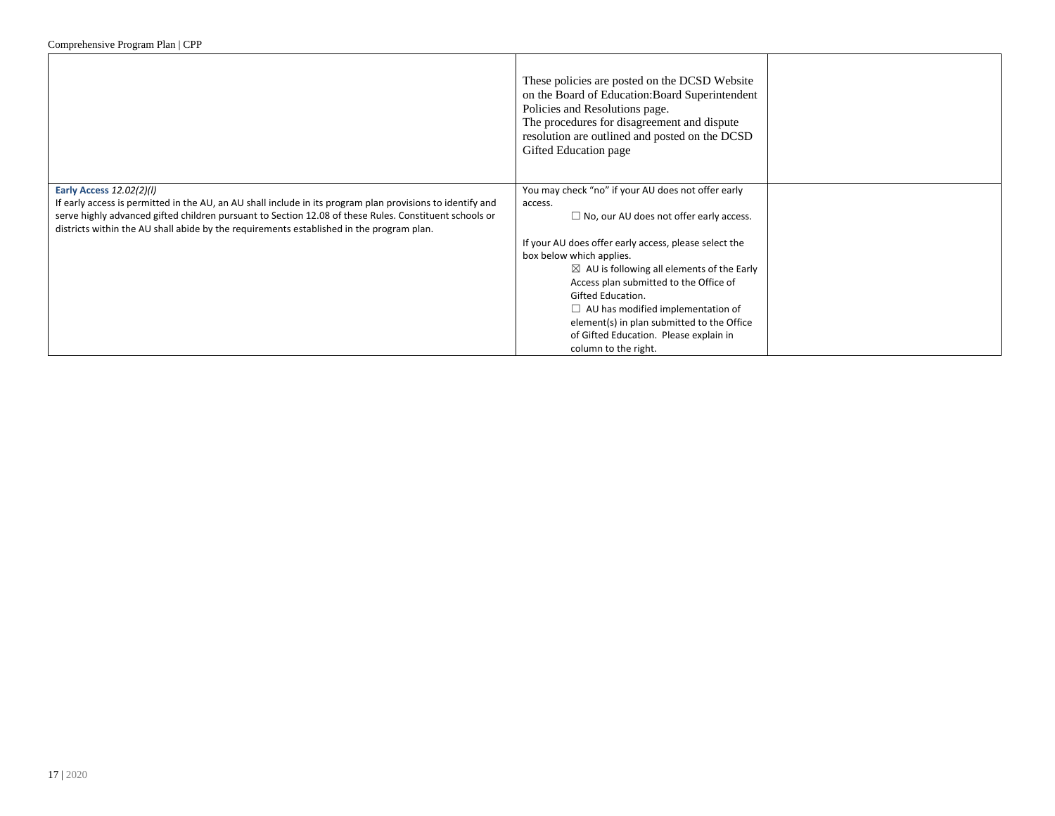| | | |
|---|---|---|
| | These policies are posted on the DCSD Website on the Board of Education:Board Superintendent Policies and Resolutions page.<br>The procedures for disagreement and dispute resolution are outlined and posted on the DCSD Gifted Education page | |
| **Early Access** *12.02(2)(l)*<br>If early access is permitted in the AU, an AU shall include in its program plan provisions to identify and serve highly advanced gifted children pursuant to Section 12.08 of these Rules. Constituent schools or districts within the AU shall abide by the requirements established in the program plan. | You may check "no" if your AU does not offer early access.<br>☐ No, our AU does not offer early access.<br><br>If your AU does offer early access, please select the box below which applies.<br>☒ AU is following all elements of the Early Access plan submitted to the Office of Gifted Education.<br>☐ AU has modified implementation of element(s) in plan submitted to the Office of Gifted Education. Please explain in column to the right. | |